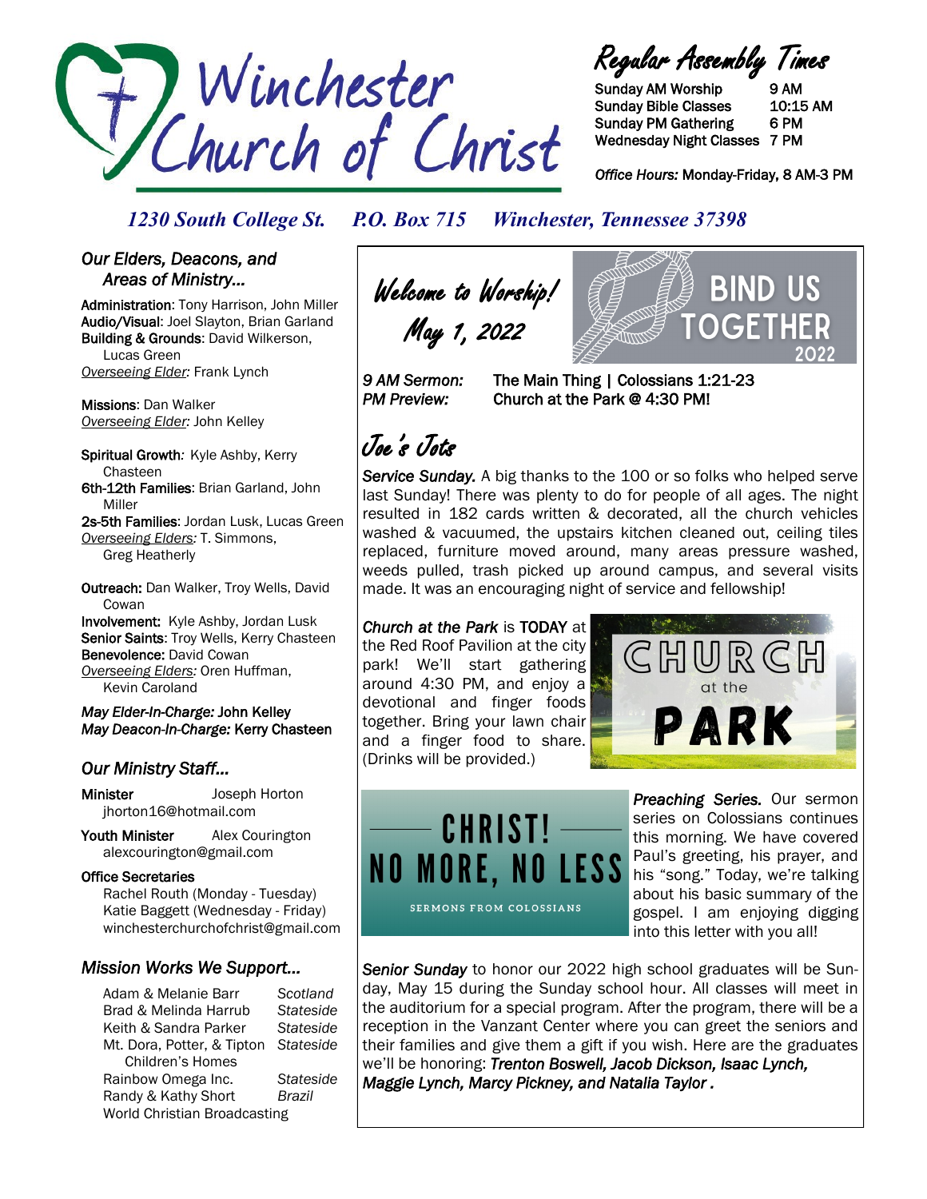# Winchester Church of Christ

## Regular Assembly Times

Sunday AM Worship 9 AM
Sunday Bible Classes 10:15 AM
Sunday PM Gathering 6 PM
Wednesday Night Classes 7 PM

*Office Hours:* Monday-Friday, 8 AM-3 PM

*1230 South College St.   P.O. Box 715   Winchester, Tennessee 37398*

### *Our Elders, Deacons, and Areas of Ministry...*

**Administration**: Tony Harrison, John Miller
**Audio/Visual**: Joel Slayton, Brian Garland
**Building & Grounds**: David Wilkerson, Lucas Green
*Overseeing Elder:* Frank Lynch

**Missions**: Dan Walker
*Overseeing Elder:* John Kelley

**Spiritual Growth**: Kyle Ashby, Kerry Chasteen
**6th-12th Families**: Brian Garland, John Miller
**2s-5th Families**: Jordan Lusk, Lucas Green
*Overseeing Elders:* T. Simmons, Greg Heatherly

**Outreach:** Dan Walker, Troy Wells, David Cowan
**Involvement:** Kyle Ashby, Jordan Lusk
**Senior Saints**: Troy Wells, Kerry Chasteen
**Benevolence:** David Cowan
*Overseeing Elders:* Oren Huffman, Kevin Caroland

***May Elder-In-Charge:*** **John Kelley**
***May Deacon-In-Charge:*** **Kerry Chasteen**

### *Our Ministry Staff...*

**Minister** Joseph Horton
jhorton16@hotmail.com

**Youth Minister** Alex Courington
alexcourington@gmail.com

**Office Secretaries**
Rachel Routh (Monday - Tuesday)
Katie Baggett (Wednesday - Friday)
winchesterchurchofchrist@gmail.com

### *Mission Works We Support...*

| | |
|---|---|
| Adam & Melanie Barr | *Scotland* |
| Brad & Melinda Harrub | *Stateside* |
| Keith & Sandra Parker | *Stateside* |
| Mt. Dora, Potter, & Tipton Children's Homes | *Stateside* |
| Rainbow Omega Inc. | *Stateside* |
| Randy & Kathy Short | *Brazil* |
| World Christian Broadcasting | |

## Welcome to Worship! May 1, 2022

BIND US TOGETHER 2022

*9 AM Sermon:* The Main Thing | Colossians 1:21-23
*PM Preview:* Church at the Park @ 4:30 PM!

## Joe's Jots

***Service Sunday.*** A big thanks to the 100 or so folks who helped serve last Sunday! There was plenty to do for people of all ages. The night resulted in 182 cards written & decorated, all the church vehicles washed & vacuumed, the upstairs kitchen cleaned out, ceiling tiles replaced, furniture moved around, many areas pressure washed, weeds pulled, trash picked up around campus, and several visits made. It was an encouraging night of service and fellowship!

***Church at the Park*** is **TODAY** at the Red Roof Pavilion at the city park! We'll start gathering around 4:30 PM, and enjoy a devotional and finger foods together. Bring your lawn chair and a finger food to share. (Drinks will be provided.)

CHURCH at the PARK

CHRIST! NO MORE, NO LESS
SERMONS FROM COLOSSIANS

***Preaching Series.*** Our sermon series on Colossians continues this morning. We have covered Paul's greeting, his prayer, and his "song." Today, we're talking about his basic summary of the gospel. I am enjoying digging into this letter with you all!

***Senior Sunday*** to honor our 2022 high school graduates will be Sunday, May 15 during the Sunday school hour. All classes will meet in the auditorium for a special program. After the program, there will be a reception in the Vanzant Center where you can greet the seniors and their families and give them a gift if you wish. Here are the graduates we'll be honoring: ***Trenton Boswell, Jacob Dickson, Isaac Lynch, Maggie Lynch, Marcy Pickney, and Natalia Taylor .***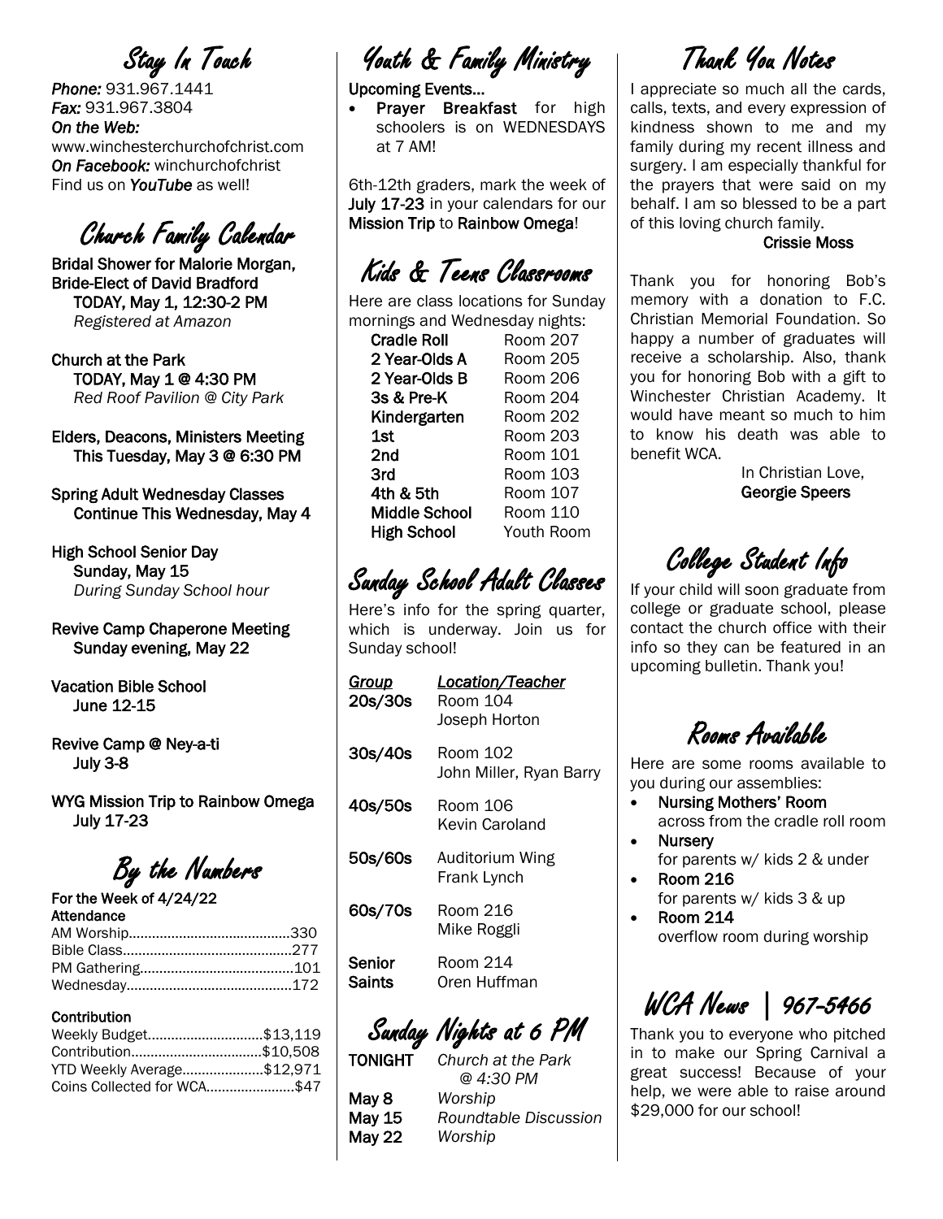## Stay In Touch

*Phone:* 931.967.1441
*Fax:* 931.967.3804
*On the Web:*
www.winchesterchurchofchrist.com
*On Facebook:* winchurchofchrist
Find us on *YouTube* as well!

## Church Family Calendar

**Bridal Shower for Malorie Morgan, Bride-Elect of David Bradford**
**TODAY, May 1, 12:30-2 PM**
*Registered at Amazon*

**Church at the Park**
**TODAY, May 1 @ 4:30 PM**
*Red Roof Pavilion @ City Park*

**Elders, Deacons, Ministers Meeting**
**This Tuesday, May 3 @ 6:30 PM**

**Spring Adult Wednesday Classes**
**Continue This Wednesday, May 4**

**High School Senior Day**
**Sunday, May 15**
*During Sunday School hour*

**Revive Camp Chaperone Meeting**
**Sunday evening, May 22**

**Vacation Bible School**
**June 12-15**

**Revive Camp @ Ney-a-ti**
**July 3-8**

**WYG Mission Trip to Rainbow Omega**
**July 17-23**

## By the Numbers

**For the Week of 4/24/22**

**Attendance**

| | |
|---|---|
| AM Worship | 330 |
| Bible Class | 277 |
| PM Gathering | 101 |
| Wednesday | 172 |

**Contribution**

| | |
|---|---|
| Weekly Budget | $13,119 |
| Contribution | $10,508 |
| YTD Weekly Average | $12,971 |
| Coins Collected for WCA | $47 |

## Youth & Family Ministry

**Upcoming Events...**

- **Prayer Breakfast** for high schoolers is on WEDNESDAYS at 7 AM!

6th-12th graders, mark the week of **July 17-23** in your calendars for our **Mission Trip** to **Rainbow Omega**!

## Kids & Teens Classrooms

Here are class locations for Sunday mornings and Wednesday nights:

| | |
|---|---|
| **Cradle Roll** | Room 207 |
| **2 Year-Olds A** | Room 205 |
| **2 Year-Olds B** | Room 206 |
| **3s & Pre-K** | Room 204 |
| **Kindergarten** | Room 202 |
| **1st** | Room 203 |
| **2nd** | Room 101 |
| **3rd** | Room 103 |
| **4th & 5th** | Room 107 |
| **Middle School** | Room 110 |
| **High School** | Youth Room |

## Sunday School Adult Classes

Here's info for the spring quarter, which is underway. Join us for Sunday school!

| *Group* | *Location/Teacher* |
|---|---|
| **20s/30s** | Room 104<br>Joseph Horton |
| **30s/40s** | Room 102<br>John Miller, Ryan Barry |
| **40s/50s** | Room 106<br>Kevin Caroland |
| **50s/60s** | Auditorium Wing<br>Frank Lynch |
| **60s/70s** | Room 216<br>Mike Roggli |
| **Senior Saints** | Room 214<br>Oren Huffman |

## Sunday Nights at 6 PM

| | |
|---|---|
| **TONIGHT** | *Church at the Park @ 4:30 PM* |
| **May 8** | *Worship* |
| **May 15** | *Roundtable Discussion* |
| **May 22** | *Worship* |

## Thank You Notes

I appreciate so much all the cards, calls, texts, and every expression of kindness shown to me and my family during my recent illness and surgery. I am especially thankful for the prayers that were said on my behalf. I am so blessed to be a part of this loving church family.

**Crissie Moss**

Thank you for honoring Bob's memory with a donation to F.C. Christian Memorial Foundation. So happy a number of graduates will receive a scholarship. Also, thank you for honoring Bob with a gift to Winchester Christian Academy. It would have meant so much to him to know his death was able to benefit WCA.

In Christian Love,
**Georgie Speers**

## College Student Info

If your child will soon graduate from college or graduate school, please contact the church office with their info so they can be featured in an upcoming bulletin. Thank you!

## Rooms Available

Here are some rooms available to you during our assemblies:

- **Nursing Mothers' Room**
  across from the cradle roll room
- **Nursery**
  for parents w/ kids 2 & under
- **Room 216**
  for parents w/ kids 3 & up
- **Room 214**
  overflow room during worship

## WCA News | 967-5466

Thank you to everyone who pitched in to make our Spring Carnival a great success! Because of your help, we were able to raise around $29,000 for our school!